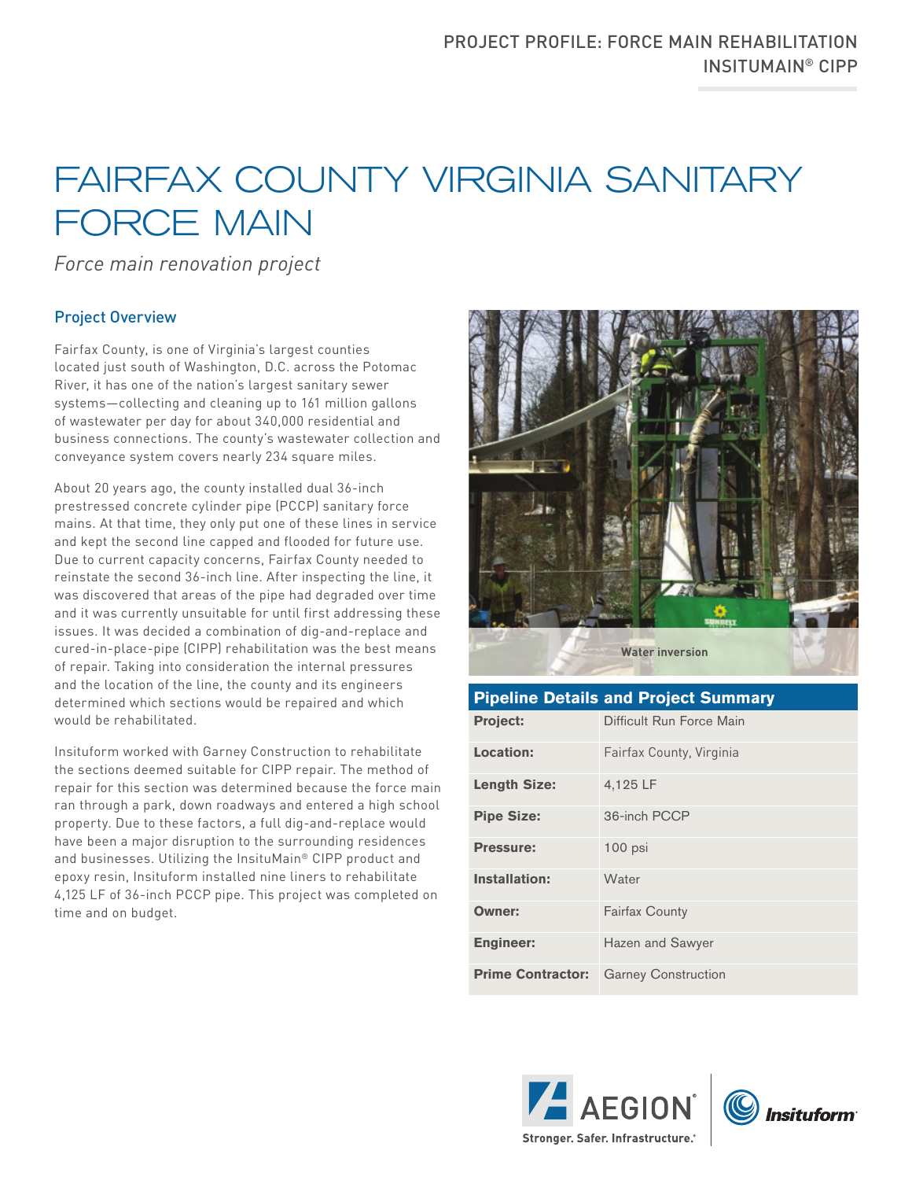PROJECT PROFILE: FORCE MAIN REHABILITATION
INSITUMAIN® CIPP

# FAIRFAX COUNTY VIRGINIA SANITARY FORCE MAIN

*Force main renovation project*

## Project Overview

Fairfax County, is one of Virginia's largest counties located just south of Washington, D.C. across the Potomac River, it has one of the nation's largest sanitary sewer systems—collecting and cleaning up to 161 million gallons of wastewater per day for about 340,000 residential and business connections. The county's wastewater collection and conveyance system covers nearly 234 square miles.

About 20 years ago, the county installed dual 36-inch prestressed concrete cylinder pipe (PCCP) sanitary force mains. At that time, they only put one of these lines in service and kept the second line capped and flooded for future use. Due to current capacity concerns, Fairfax County needed to reinstate the second 36-inch line. After inspecting the line, it was discovered that areas of the pipe had degraded over time and it was currently unsuitable for until first addressing these issues. It was decided a combination of dig-and-replace and cured-in-place-pipe (CIPP) rehabilitation was the best means of repair. Taking into consideration the internal pressures and the location of the line, the county and its engineers determined which sections would be repaired and which would be rehabilitated.

Insituform worked with Garney Construction to rehabilitate the sections deemed suitable for CIPP repair. The method of repair for this section was determined because the force main ran through a park, down roadways and entered a high school property. Due to these factors, a full dig-and-replace would have been a major disruption to the surrounding residences and businesses. Utilizing the InsituMain® CIPP product and epoxy resin, Insituform installed nine liners to rehabilitate 4,125 LF of 36-inch PCCP pipe. This project was completed on time and on budget.

Water inversion

| Pipeline Details and Project Summary | |
|---|---|
| **Project:** | Difficult Run Force Main |
| **Location:** | Fairfax County, Virginia |
| **Length Size:** | 4,125 LF |
| **Pipe Size:** | 36-inch PCCP |
| **Pressure:** | 100 psi |
| **Installation:** | Water |
| **Owner:** | Fairfax County |
| **Engineer:** | Hazen and Sawyer |
| **Prime Contractor:** | Garney Construction |

AEGION® Stronger. Safer. Infrastructure.® | Insituform®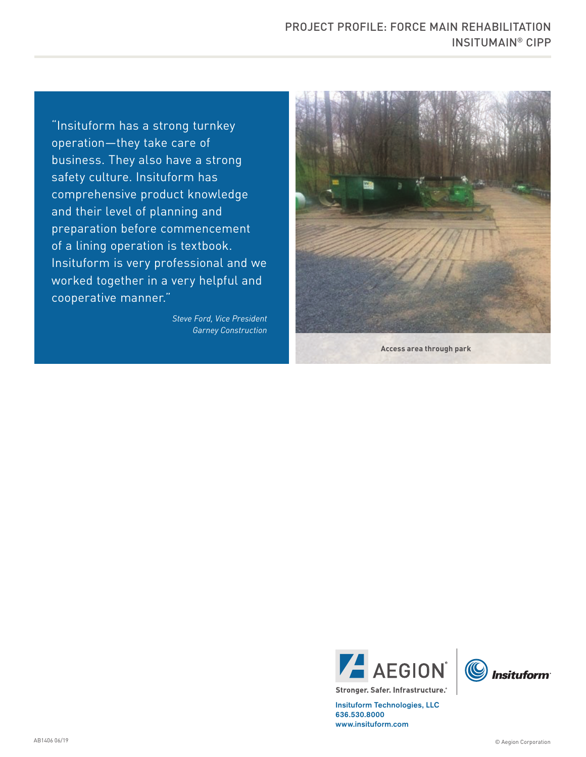"Insituform has a strong turnkey operation—they take care of business. They also have a strong safety culture. Insituform has comprehensive product knowledge and their level of planning and preparation before commencement of a lining operation is textbook. Insituform is very professional and we worked together in a very helpful and cooperative manner."

*Steve Ford, Vice President*
*Garney Construction*

Access area through park

AEGION®

Stronger. Safer. Infrastructure.®

Insituform®

Insituform Technologies, LLC
636.530.8000
www.insituform.com

AB1406 06/19

© Aegion Corporation